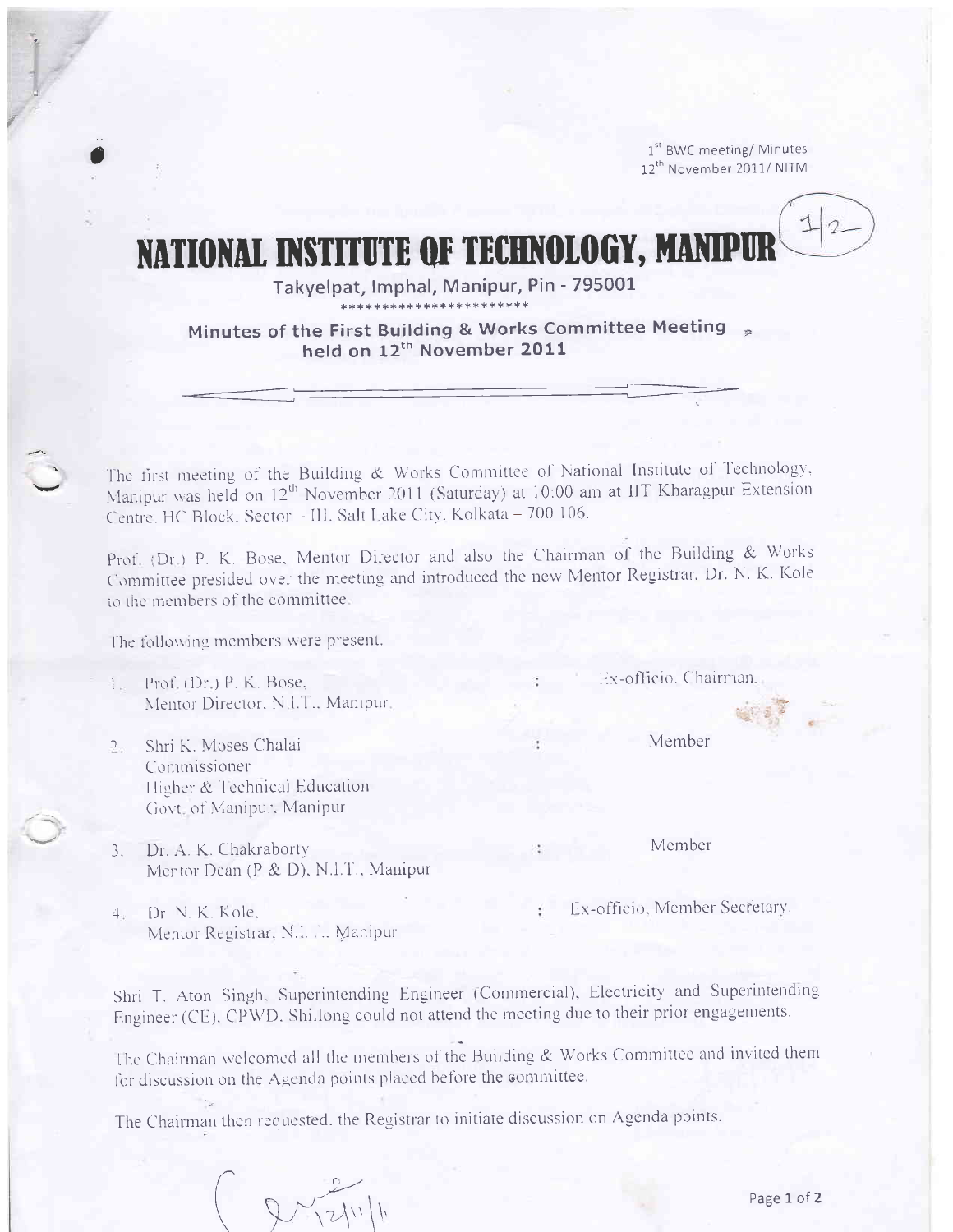1[st] BWC meeting/ Minutes
12[th] November 2011/ NITM

# NATIONAL INSTITUTE OF TECHNOLOGY, MANIPUR

Takyelpat, Imphal, Manipur, Pin - 795001

***********************

## Minutes of the First Building & Works Committee Meeting held on 12[th] November 2011

The first meeting of the Building & Works Committee of National Institute of Technology, Manipur was held on 12[th] November 2011 (Saturday) at 10:00 am at IIT Kharagpur Extension Centre, HC Block, Sector – III, Salt Lake City, Kolkata – 700 106.

Prof. (Dr.) P. K. Bose, Mentor Director and also the Chairman of the Building & Works Committee presided over the meeting and introduced the new Mentor Registrar, Dr. N. K. Kole to the members of the committee.

The following members were present.

1. Prof. (Dr.) P. K. Bose, Mentor Director, N.I.T., Manipur : Ex-officio, Chairman.
2. Shri K. Moses Chalai, Commissioner, Higher & Technical Education, Govt. of Manipur, Manipur : Member
3. Dr. A. K. Chakraborty, Mentor Dean (P & D), N.I.T., Manipur : Member
4. Dr. N. K. Kole, Mentor Registrar, N.I.T., Manipur : Ex-officio, Member Secretary.

Shri T. Aton Singh, Superintending Engineer (Commercial), Electricity and Superintending Engineer (CE), CPWD, Shillong could not attend the meeting due to their prior engagements.

The Chairman welcomed all the members of the Building & Works Committee and invited them for discussion on the Agenda points placed before the committee.

The Chairman then requested, the Registrar to initiate discussion on Agenda points.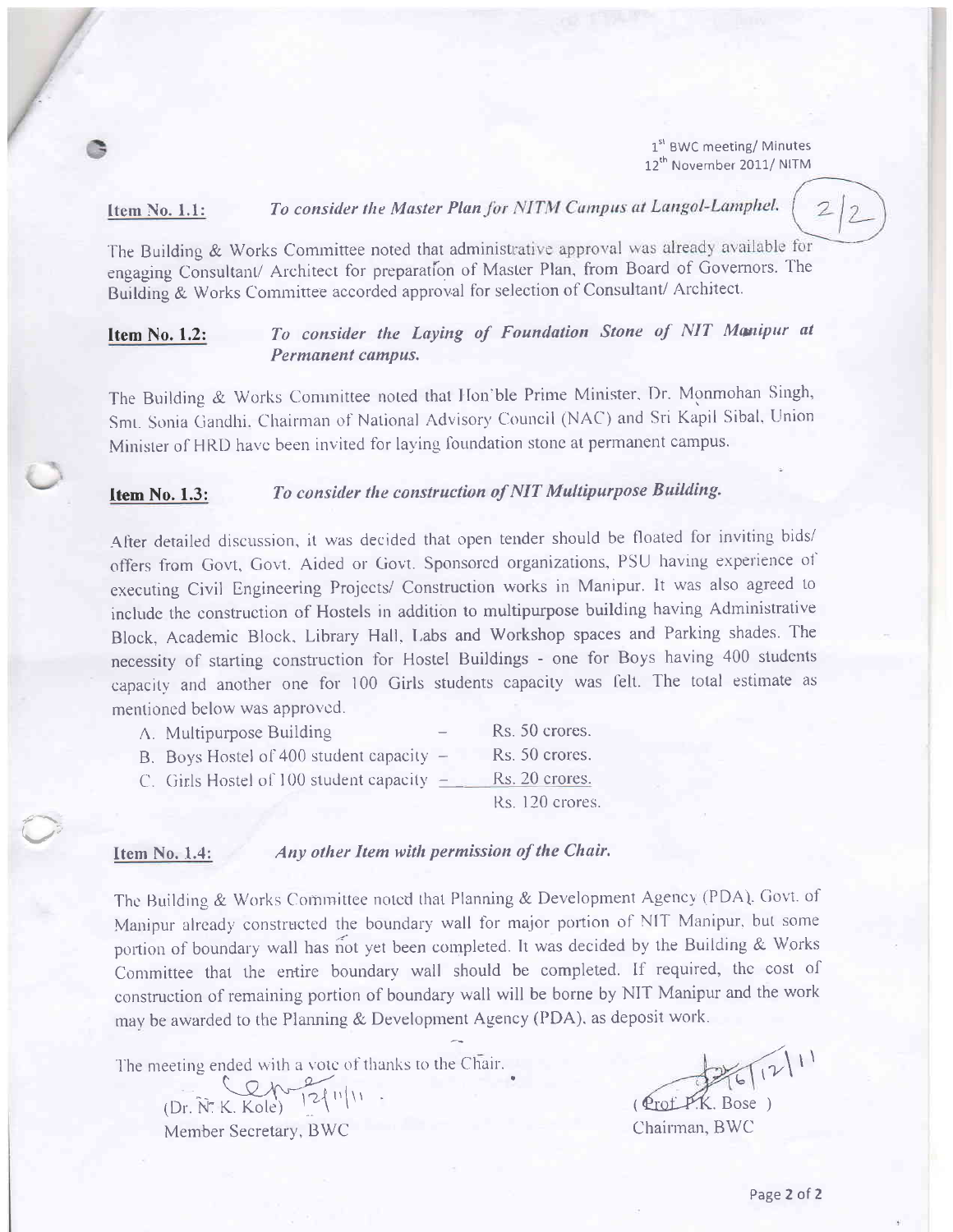1[st] BWC meeting/ Minutes
12[th] November 2011/ NITM

2/2

**Item No. 1.1:** *To consider the Master Plan for NITM Campus at Langol-Lamphel.*

The Building & Works Committee noted that administrative approval was already available for engaging Consultant/ Architect for preparation of Master Plan, from Board of Governors. The Building & Works Committee accorded approval for selection of Consultant/ Architect.

**Item No. 1.2:** *To consider the Laying of Foundation Stone of NIT Manipur at Permanent campus.*

The Building & Works Committee noted that Hon'ble Prime Minister, Dr. Monmohan Singh, Smt. Sonia Gandhi, Chairman of National Advisory Council (NAC) and Sri Kapil Sibal, Union Minister of HRD have been invited for laying foundation stone at permanent campus.

**Item No. 1.3:** *To consider the construction of NIT Multipurpose Building.*

After detailed discussion, it was decided that open tender should be floated for inviting bids/ offers from Govt, Govt. Aided or Govt. Sponsored organizations, PSU having experience of executing Civil Engineering Projects/ Construction works in Manipur. It was also agreed to include the construction of Hostels in addition to multipurpose building having Administrative Block, Academic Block, Library Hall, Labs and Workshop spaces and Parking shades. The necessity of starting construction for Hostel Buildings - one for Boys having 400 students capacity and another one for 100 Girls students capacity was felt. The total estimate as mentioned below was approved.

| | | |
|---|---|---|
| A. Multipurpose Building | – | Rs. 50 crores. |
| B. Boys Hostel of 400 student capacity | – | Rs. 50 crores. |
| C. Girls Hostel of 100 student capacity | – | Rs. 20 crores. |
| | | Rs. 120 crores. |

**Item No. 1.4:** *Any other Item with permission of the Chair.*

The Building & Works Committee noted that Planning & Development Agency (PDA), Govt. of Manipur already constructed the boundary wall for major portion of NIT Manipur, but some portion of boundary wall has not yet been completed. It was decided by the Building & Works Committee that the entire boundary wall should be completed. If required, the cost of construction of remaining portion of boundary wall will be borne by NIT Manipur and the work may be awarded to the Planning & Development Agency (PDA), as deposit work.

The meeting ended with a vote of thanks to the Chair.

(Dr. N. K. Kole) 12/11/11
Member Secretary, BWC

16/12/11
(Prof. P.K. Bose)
Chairman, BWC